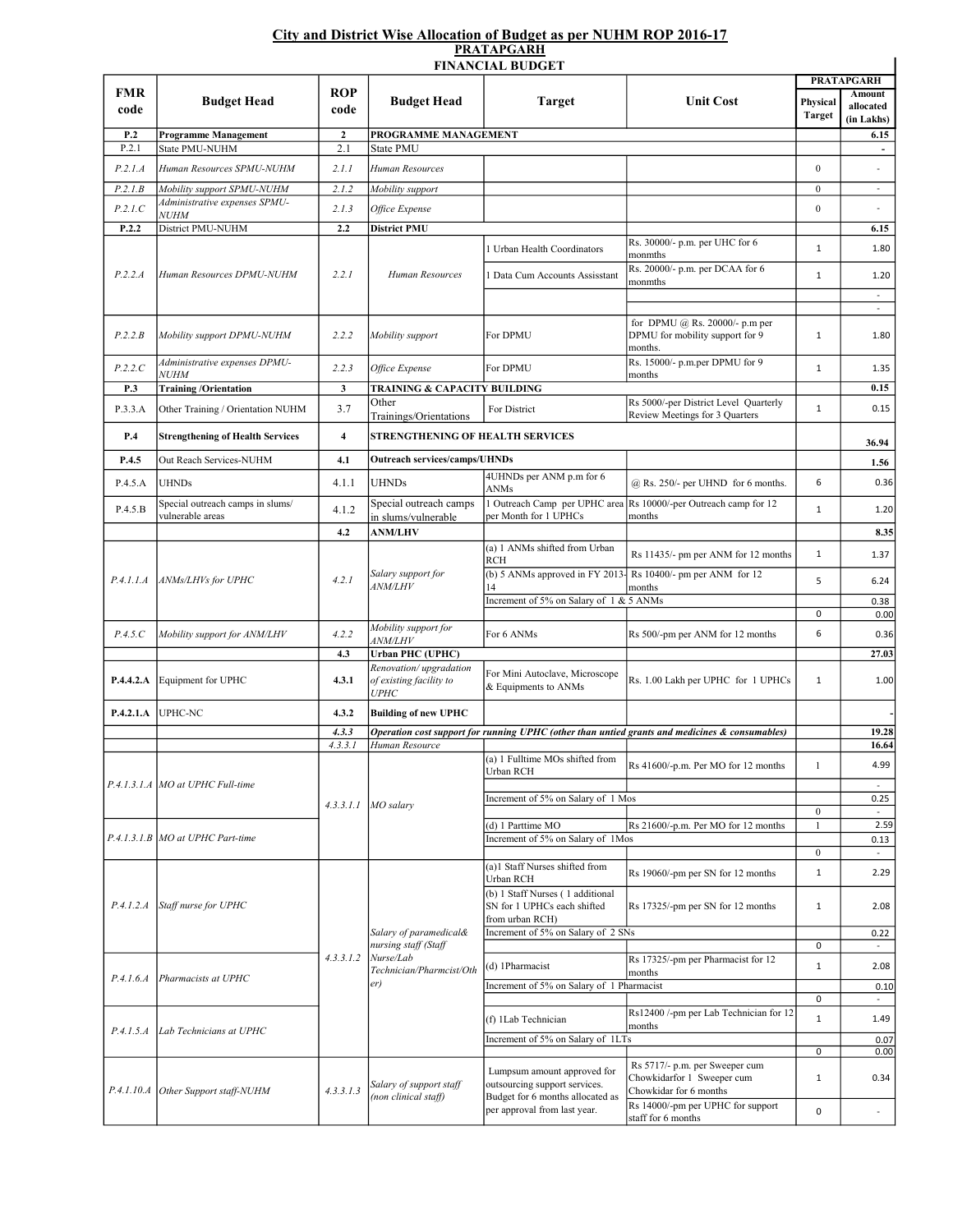## City and District Wise Allocation of Budget as per NUHM ROP 2016-17

### PRATAPGARH

### FINANCIAL BUDGET

| FMR code | Budget Head | ROP code | Budget Head | Target | Unit Cost | PRATAPGARH Physical Target | PRATAPGARH Amount allocated (in Lakhs) |
|---|---|---|---|---|---|---|---|
| **P.2** | **Programme Management** | **2** | **PROGRAMME MANAGEMENT** | | | | **6.15** |
| P.2.1 | State PMU-NUHM | 2.1 | State PMU | | | | - |
| *P.2.1.A* | *Human Resources SPMU-NUHM* | *2.1.1* | *Human Resources* | | | 0 | - |
| *P.2.1.B* | *Mobility support SPMU-NUHM* | *2.1.2* | *Mobility support* | | | 0 | - |
| *P.2.1.C* | *Administrative expenses SPMU-NUHM* | *2.1.3* | *Office Expense* | | | 0 | - |
| **P.2.2** | District PMU-NUHM | **2.2** | **District PMU** | | | | **6.15** |
| *P.2.2.A* | *Human Resources DPMU-NUHM* | *2.2.1* | *Human Resources* | 1 Urban Health Coordinators | Rs. 30000/- p.m. per UHC for 6 monmths | 1 | 1.80 |
| | | | | 1 Data Cum Accounts Assisstant | Rs. 20000/- p.m. per DCAA for 6 monmths | 1 | 1.20 |
| | | | | | | | - |
| | | | | | | | - |
| *P.2.2.B* | *Mobility support DPMU-NUHM* | *2.2.2* | *Mobility support* | For DPMU | for DPMU @ Rs. 20000/- p.m per DPMU for mobility support for 9 months. | 1 | 1.80 |
| *P.2.2.C* | *Administrative expenses DPMU-NUHM* | *2.2.3* | *Office Expense* | For DPMU | Rs. 15000/- p.m.per DPMU for 9 months | 1 | 1.35 |
| **P.3** | **Training /Orientation** | **3** | **TRAINING & CAPACITY BUILDING** | | | | **0.15** |
| P.3.3.A | Other Training / Orientation NUHM | 3.7 | Other Trainings/Orientations | For District | Rs 5000/-per District Level Quarterly Review Meetings for 3 Quarters | 1 | 0.15 |
| **P.4** | **Strengthening of Health Services** | **4** | **STRENGTHENING OF HEALTH SERVICES** | | | | **36.94** |
| **P.4.5** | Out Reach Services-NUHM | **4.1** | **Outreach services/camps/UHNDs** | | | | **1.56** |
| P.4.5.A | UHNDs | 4.1.1 | UHNDs | 4UHNDs per ANM p.m for 6 ANMs | @ Rs. 250/- per UHND for 6 months. | 6 | 0.36 |
| P.4.5.B | Special outreach camps in slums/ vulnerable areas | 4.1.2 | Special outreach camps in slums/vulnerable | 1 Outreach Camp per UPHC area per Month for 1 UPHCs | Rs 10000/-per Outreach camp for 12 months | 1 | 1.20 |
| | | **4.2** | **ANM/LHV** | | | | **8.35** |
| *P.4.1.1.A* | *ANMs/LHVs for UPHC* | *4.2.1* | *Salary support for ANM/LHV* | (a) 1 ANMs shifted from Urban RCH | Rs 11435/- pm per ANM for 12 months | 1 | 1.37 |
| | | | | (b) 5 ANMs approved in FY 2013-14 | Rs 10400/- pm per ANM for 12 months | 5 | 6.24 |
| | | | | Increment of 5% on Salary of 1 & 5 ANMs | | | 0.38 |
| | | | | | | 0 | 0.00 |
| *P.4.5.C* | *Mobility support for ANM/LHV* | *4.2.2* | *Mobility support for ANM/LHV* | For 6 ANMs | Rs 500/-pm per ANM for 12 months | 6 | 0.36 |
| | | **4.3** | **Urban PHC (UPHC)** | | | | **27.03** |
| **P.4.4.2.A** | Equipment for UPHC | **4.3.1** | *Renovation/ upgradation of existing facility to UPHC* | For Mini Autoclave, Microscope & Equipments to ANMs | Rs. 1.00 Lakh per UPHC for 1 UPHCs | 1 | 1.00 |
| **P.4.2.1.A** | UPHC-NC | **4.3.2** | **Building of new UPHC** | | | | - |
| | | *4.3.3* | ***Operation cost support for running UPHC (other than untied grants and medicines & consumables)*** | | | | **19.28** |
| | | *4.3.3.1* | *Human Resource* | | | | **16.64** |
| *P.4.1.3.1.A* | *MO at UPHC Full-time* | *4.3.3.1.1* | *MO salary* | (a) 1 Fulltime MOs shifted from Urban RCH | Rs 41600/-p.m. Per MO for 12 months | 1 | 4.99 |
| | | | | | | | - |
| | | | | Increment of 5% on Salary of 1 Mos | | | 0.25 |
| | | | | | | 0 | - |
| *P.4.1.3.1.B* | *MO at UPHC Part-time* | | | (d) 1 Parttime MO | Rs 21600/-p.m. Per MO for 12 months | 1 | 2.59 |
| | | | | Increment of 5% on Salary of 1Mos | | | 0.13 |
| | | | | | | 0 | - |
| *P.4.1.2.A* | *Staff nurse for UPHC* | *4.3.3.1.2* | *Salary of paramedical& nursing staff (Staff Nurse/Lab Technician/Pharmcist/Other)* | (a)1 Staff Nurses shifted from Urban RCH | Rs 19060/-pm per SN for 12 months | 1 | 2.29 |
| | | | | (b) 1 Staff Nurses ( 1 additional SN for 1 UPHCs each shifted from urban RCH) | Rs 17325/-pm per SN for 12 months | 1 | 2.08 |
| | | | | Increment of 5% on Salary of 2 SNs | | | 0.22 |
| | | | | | | 0 | - |
| *P.4.1.6.A* | *Pharmacists at UPHC* | | | (d) 1Pharmacist | Rs 17325/-pm per Pharmacist for 12 months | 1 | 2.08 |
| | | | | Increment of 5% on Salary of 1 Pharmacist | | | 0.10 |
| | | | | | | 0 | - |
| *P.4.1.5.A* | *Lab Technicians at UPHC* | | | (f) 1Lab Technician | Rs12400 /-pm per Lab Technician for 12 months | 1 | 1.49 |
| | | | | Increment of 5% on Salary of 1LTs | | | 0.07 |
| | | | | | | 0 | 0.00 |
| *P.4.1.10.A* | *Other Support staff-NUHM* | *4.3.3.1.3* | *Salary of support staff (non clinical staff)* | Lumpsum amount approved for outsourcing support services. Budget for 6 months allocated as per approval from last year. | Rs 5717/- p.m. per Sweeper cum Chowkidarfor 1 Sweeper cum Chowkidar for 6 months | 1 | 0.34 |
| | | | | | Rs 14000/-pm per UPHC for support staff for 6 months | 0 | - |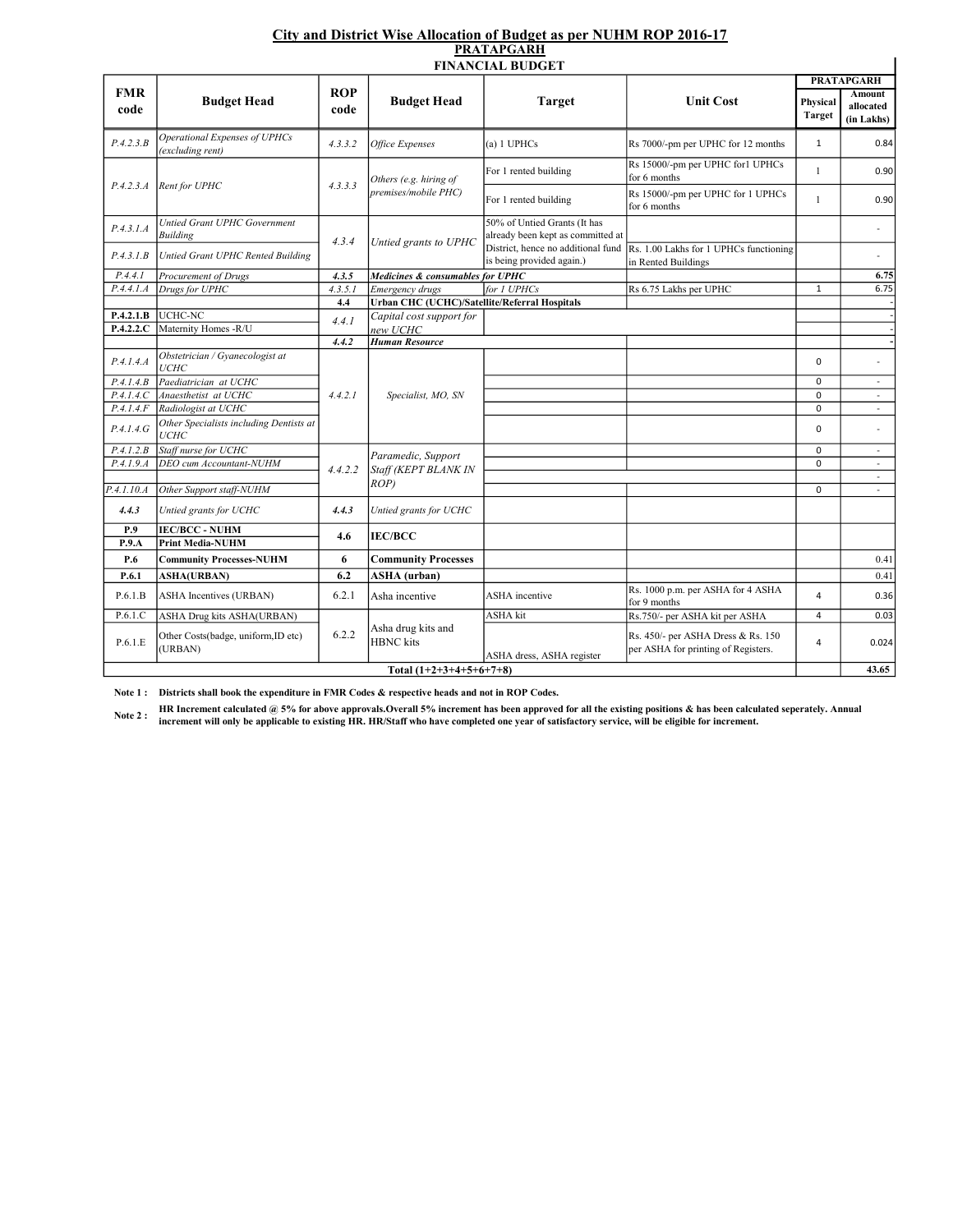## City and District Wise Allocation of Budget as per NUHM ROP 2016-17

### PRATAPGARH

### FINANCIAL BUDGET

| FMR code | Budget Head | ROP code | Budget Head | Target | Unit Cost | PRATAPGARH | |
|---|---|---|---|---|---|---|---|
| | | | | | | Physical Target | Amount allocated (in Lakhs) |
| *P.4.2.3.B* | *Operational Expenses of UPHCs (excluding rent)* | *4.3.3.2* | *Office Expenses* | (a) 1 UPHCs | Rs 7000/-pm per UPHC for 12 months | 1 | 0.84 |
| *P.4.2.3.A* | *Rent for UPHC* | *4.3.3.3* | *Others (e.g. hiring of premises/mobile PHC)* | For 1 rented building | Rs 15000/-pm per UPHC for1 UPHCs for 6 months | 1 | 0.90 |
| | | | | For 1 rented building | Rs 15000/-pm per UPHC for 1 UPHCs for 6 months | 1 | 0.90 |
| *P.4.3.1.A* | *Untied Grant UPHC Government Building* | *4.3.4* | *Untied grants to UPHC* | 50% of Untied Grants (It has already been kept as committed at District, hence no additional fund is being provided again.) | | | - |
| *P.4.3.1.B* | *Untied Grant UPHC Rented Building* | | | | Rs. 1.00 Lakhs for 1 UPHCs functioning in Rented Buildings | | - |
| *P.4.4.1* | *Procurement of Drugs* | ***4.3.5*** | ***Medicines & consumables for UPHC*** | | | | **6.75** |
| *P.4.4.1.A* | *Drugs for UPHC* | *4.3.5.1* | *Emergency drugs* | *for 1 UPHCs* | Rs 6.75 Lakhs per UPHC | 1 | 6.75 |
| | | **4.4** | **Urban CHC (UCHC)/Satellite/Referral Hospitals** | | | | - |
| **P.4.2.1.B** | UCHC-NC | *4.4.1* | *Capital cost support for new UCHC* | | | | - |
| **P.4.2.2.C** | Maternity Homes -R/U | | | | | | - |
| | | ***4.4.2*** | ***Human Resource*** | | | | - |
| *P.4.1.4.A* | *Obstetrician / Gyanecologist at UCHC* | *4.4.2.1* | *Specialist, MO, SN* | | | 0 | - |
| *P.4.1.4.B* | *Paediatrician at UCHC* | | | | | 0 | - |
| *P.4.1.4.C* | *Anaesthetist at UCHC* | | | | | 0 | - |
| *P.4.1.4.F* | *Radiologist at UCHC* | | | | | 0 | - |
| *P.4.1.4.G* | *Other Specialists including Dentists at UCHC* | | | | | 0 | - |
| *P.4.1.2.B* | *Staff nurse for UCHC* | *4.4.2.2* | *Paramedic, Support Staff (KEPT BLANK IN ROP)* | | | 0 | - |
| *P.4.1.9.A* | *DEO cum Accountant-NUHM* | | | | | 0 | - |
| | | | | | | | - |
| *P.4.1.10.A* | *Other Support staff-NUHM* | | | | | 0 | - |
| ***4.4.3*** | *Untied grants for UCHC* | ***4.4.3*** | *Untied grants for UCHC* | | | | |
| **P.9** | **IEC/BCC - NUHM** | **4.6** | **IEC/BCC** | | | | |
| **P.9.A** | **Print Media-NUHM** | | | | | | |
| **P.6** | **Community Processes-NUHM** | **6** | **Community Processes** | | | | 0.41 |
| **P.6.1** | **ASHA(URBAN)** | **6.2** | **ASHA (urban)** | | | | 0.41 |
| P.6.1.B | ASHA Incentives (URBAN) | 6.2.1 | Asha incentive | ASHA incentive | Rs. 1000 p.m. per ASHA for 4 ASHA for 9 months | 4 | 0.36 |
| P.6.1.C | ASHA Drug kits ASHA(URBAN) | 6.2.2 | Asha drug kits and HBNC kits | ASHA kit | Rs.750/- per ASHA kit per ASHA | 4 | 0.03 |
| P.6.1.E | Other Costs(badge, uniform,ID etc) (URBAN) | | | ASHA dress, ASHA register | Rs. 450/- per ASHA Dress & Rs. 150 per ASHA for printing of Registers. | 4 | 0.024 |
| **Total (1+2+3+4+5+6+7+8)** | | | | | | | 43.65 |

**Note 1 :** **Districts shall book the expenditure in FMR Codes & respective heads and not in ROP Codes.**

**Note 2 :** **HR Increment calculated @ 5% for above approvals.Overall 5% increment has been approved for all the existing positions & has been calculated seperately. Annual increment will only be applicable to existing HR. HR/Staff who have completed one year of satisfactory service, will be eligible for increment.**